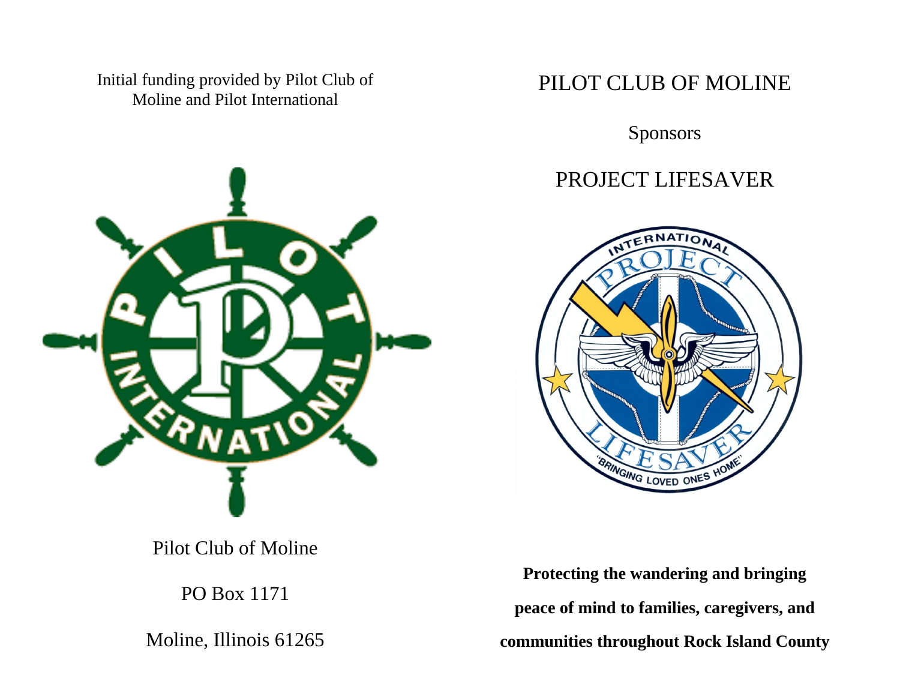Initial funding provided by Pilot Club of Moline and Pilot International

Pilot Club of Moline

PO Box 1171

Moline, Illinois 61265

# PILOT CLUB OF MOLINE

Sponsors

# PROJECT LIFESAVER

**Protecting the wandering and bringing peace of mind to families, caregivers, and communities throughout Rock Island County**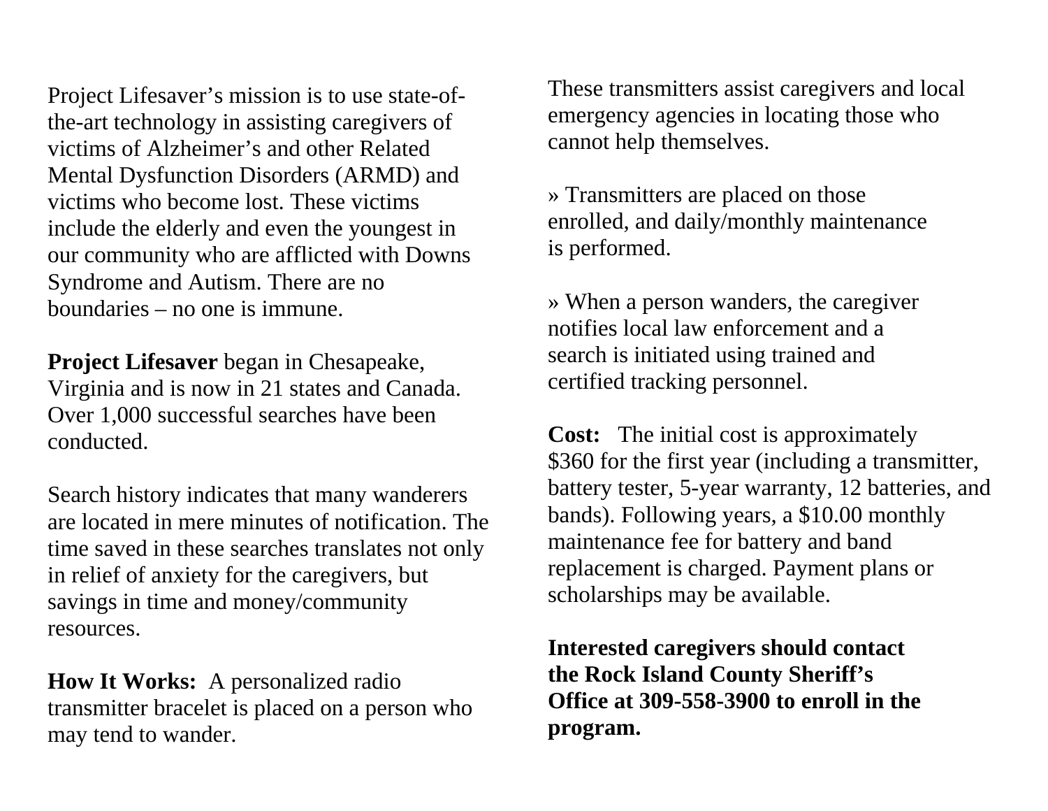Project Lifesaver's mission is to use state-of-the-art technology in assisting caregivers of victims of Alzheimer's and other Related Mental Dysfunction Disorders (ARMD) and victims who become lost. These victims include the elderly and even the youngest in our community who are afflicted with Downs Syndrome and Autism. There are no boundaries – no one is immune.

**Project Lifesaver** began in Chesapeake, Virginia and is now in 21 states and Canada. Over 1,000 successful searches have been conducted.

Search history indicates that many wanderers are located in mere minutes of notification. The time saved in these searches translates not only in relief of anxiety for the caregivers, but savings in time and money/community resources.

**How It Works:** A personalized radio transmitter bracelet is placed on a person who may tend to wander. These transmitters assist caregivers and local emergency agencies in locating those who cannot help themselves.

» Transmitters are placed on those enrolled, and daily/monthly maintenance is performed.

» When a person wanders, the caregiver notifies local law enforcement and a search is initiated using trained and certified tracking personnel.

**Cost:** The initial cost is approximately $360 for the first year (including a transmitter, battery tester, 5-year warranty, 12 batteries, and bands). Following years, a $10.00 monthly maintenance fee for battery and band replacement is charged. Payment plans or scholarships may be available.

**Interested caregivers should contact the Rock Island County Sheriff's Office at 309-558-3900 to enroll in the program.**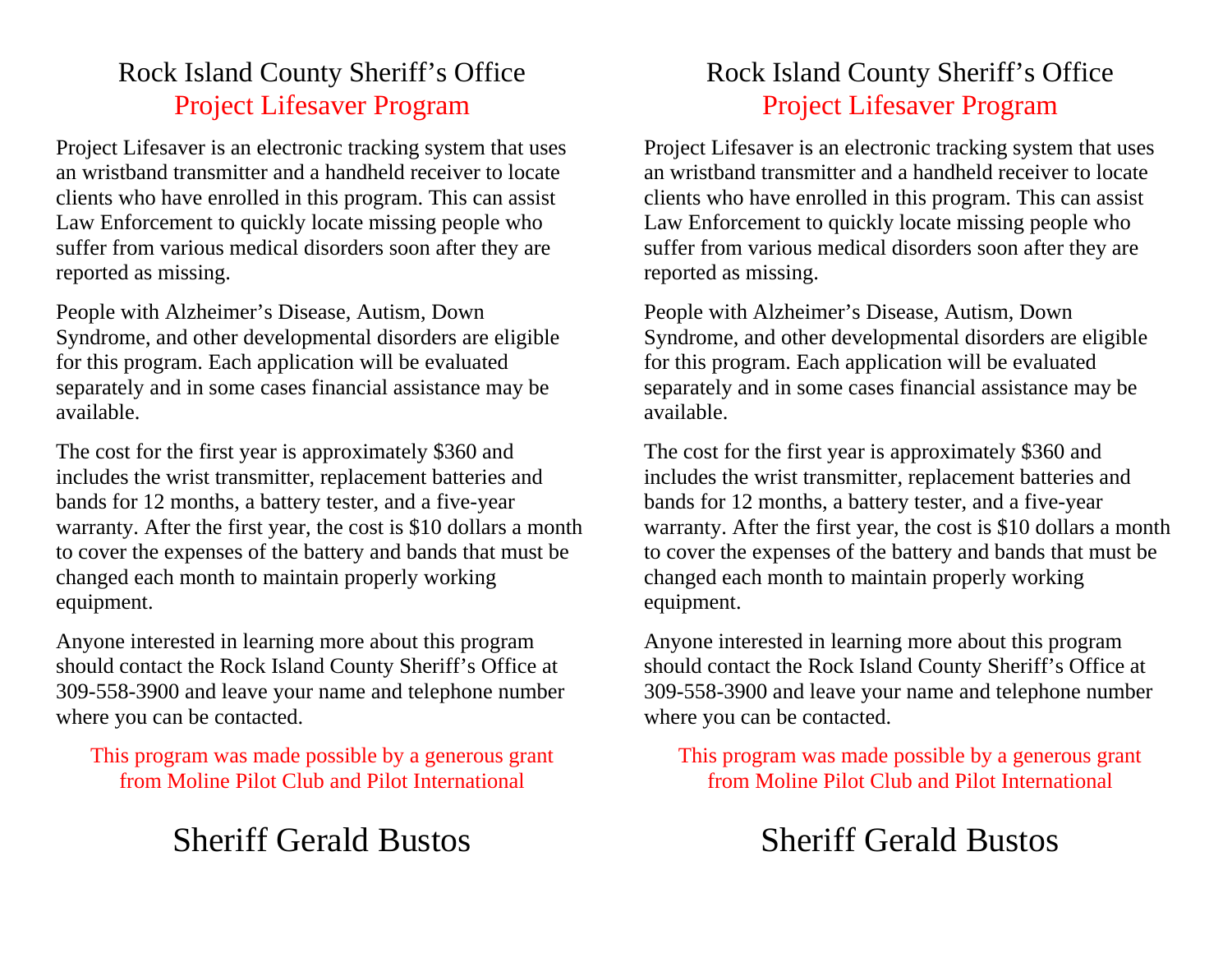# Rock Island County Sheriff's Office

## Project Lifesaver Program

Project Lifesaver is an electronic tracking system that uses an wristband transmitter and a handheld receiver to locate clients who have enrolled in this program. This can assist Law Enforcement to quickly locate missing people who suffer from various medical disorders soon after they are reported as missing.

People with Alzheimer's Disease, Autism, Down Syndrome, and other developmental disorders are eligible for this program. Each application will be evaluated separately and in some cases financial assistance may be available.

The cost for the first year is approximately $360 and includes the wrist transmitter, replacement batteries and bands for 12 months, a battery tester, and a five-year warranty. After the first year, the cost is $10 dollars a month to cover the expenses of the battery and bands that must be changed each month to maintain properly working equipment.

Anyone interested in learning more about this program should contact the Rock Island County Sheriff's Office at 309-558-3900 and leave your name and telephone number where you can be contacted.

This program was made possible by a generous grant from Moline Pilot Club and Pilot International

Sheriff Gerald Bustos

# Rock Island County Sheriff's Office

## Project Lifesaver Program

Project Lifesaver is an electronic tracking system that uses an wristband transmitter and a handheld receiver to locate clients who have enrolled in this program. This can assist Law Enforcement to quickly locate missing people who suffer from various medical disorders soon after they are reported as missing.

People with Alzheimer's Disease, Autism, Down Syndrome, and other developmental disorders are eligible for this program. Each application will be evaluated separately and in some cases financial assistance may be available.

The cost for the first year is approximately $360 and includes the wrist transmitter, replacement batteries and bands for 12 months, a battery tester, and a five-year warranty. After the first year, the cost is $10 dollars a month to cover the expenses of the battery and bands that must be changed each month to maintain properly working equipment.

Anyone interested in learning more about this program should contact the Rock Island County Sheriff's Office at 309-558-3900 and leave your name and telephone number where you can be contacted.

This program was made possible by a generous grant from Moline Pilot Club and Pilot International

Sheriff Gerald Bustos